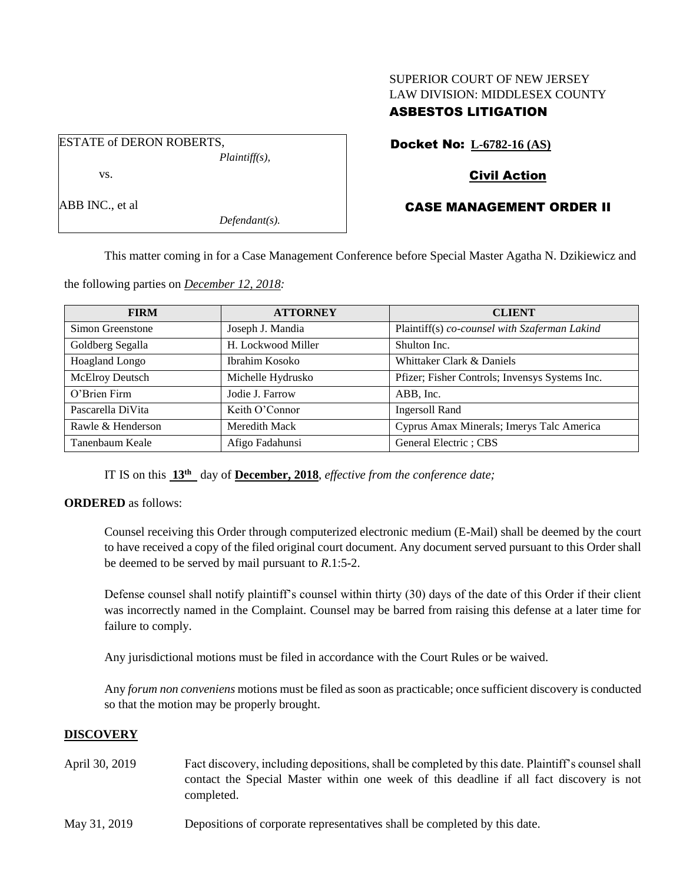SUPERIOR COURT OF NEW JERSEY
LAW DIVISION: MIDDLESEX COUNTY

**ASBESTOS LITIGATION**

ESTATE of DERON ROBERTS,
*Plaintiff(s),*

vs.

ABB INC., et al
*Defendant(s).*

**Docket No: L-6782-16 (AS)**

**Civil Action**

**CASE MANAGEMENT ORDER II**

This matter coming in for a Case Management Conference before Special Master Agatha N. Dzikiewicz and the following parties on *December 12, 2018:*

| FIRM | ATTORNEY | CLIENT |
|---|---|---|
| Simon Greenstone | Joseph J. Mandia | Plaintiff(s) *co-counsel with Szaferman Lakind* |
| Goldberg Segalla | H. Lockwood Miller | Shulton Inc. |
| Hoagland Longo | Ibrahim Kosoko | Whittaker Clark & Daniels |
| McElroy Deutsch | Michelle Hydrusko | Pfizer; Fisher Controls; Invensys Systems Inc. |
| O'Brien Firm | Jodie J. Farrow | ABB, Inc. |
| Pascarella DiVita | Keith O'Connor | Ingersoll Rand |
| Rawle & Henderson | Meredith Mack | Cyprus Amax Minerals; Imerys Talc America |
| Tanenbaum Keale | Afigo Fadahunsi | General Electric ; CBS |

IT IS on this **13th** day of **December, 2018**, *effective from the conference date;*

**ORDERED** as follows:

Counsel receiving this Order through computerized electronic medium (E-Mail) shall be deemed by the court to have received a copy of the filed original court document. Any document served pursuant to this Order shall be deemed to be served by mail pursuant to *R*.1:5-2.

Defense counsel shall notify plaintiff's counsel within thirty (30) days of the date of this Order if their client was incorrectly named in the Complaint. Counsel may be barred from raising this defense at a later time for failure to comply.

Any jurisdictional motions must be filed in accordance with the Court Rules or be waived.

Any *forum non conveniens* motions must be filed as soon as practicable; once sufficient discovery is conducted so that the motion may be properly brought.

**DISCOVERY**

April 30, 2019 — Fact discovery, including depositions, shall be completed by this date. Plaintiff's counsel shall contact the Special Master within one week of this deadline if all fact discovery is not completed.

May 31, 2019 — Depositions of corporate representatives shall be completed by this date.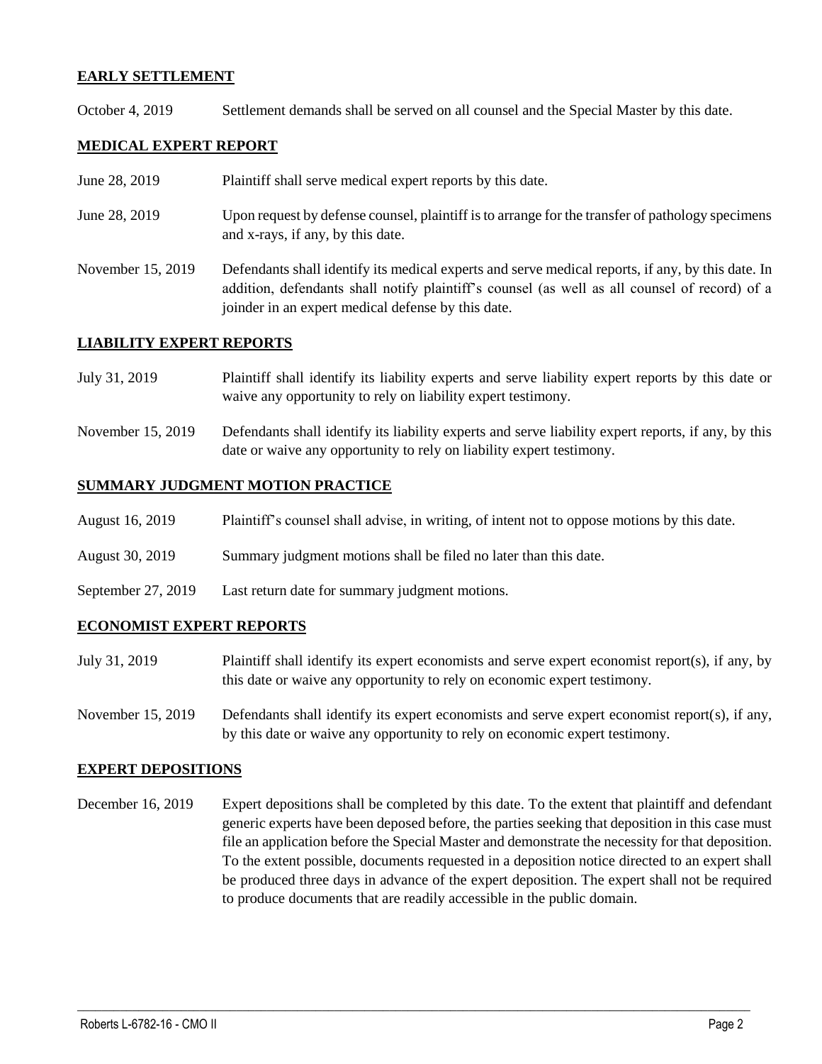## EARLY SETTLEMENT

October 4, 2019 Settlement demands shall be served on all counsel and the Special Master by this date.

## MEDICAL EXPERT REPORT

June 28, 2019 Plaintiff shall serve medical expert reports by this date.

June 28, 2019 Upon request by defense counsel, plaintiff is to arrange for the transfer of pathology specimens and x-rays, if any, by this date.

November 15, 2019 Defendants shall identify its medical experts and serve medical reports, if any, by this date. In addition, defendants shall notify plaintiff's counsel (as well as all counsel of record) of a joinder in an expert medical defense by this date.

## LIABILITY EXPERT REPORTS

July 31, 2019 Plaintiff shall identify its liability experts and serve liability expert reports by this date or waive any opportunity to rely on liability expert testimony.

November 15, 2019 Defendants shall identify its liability experts and serve liability expert reports, if any, by this date or waive any opportunity to rely on liability expert testimony.

## SUMMARY JUDGMENT MOTION PRACTICE

August 16, 2019 Plaintiff's counsel shall advise, in writing, of intent not to oppose motions by this date.

August 30, 2019 Summary judgment motions shall be filed no later than this date.

September 27, 2019 Last return date for summary judgment motions.

## ECONOMIST EXPERT REPORTS

July 31, 2019 Plaintiff shall identify its expert economists and serve expert economist report(s), if any, by this date or waive any opportunity to rely on economic expert testimony.

November 15, 2019 Defendants shall identify its expert economists and serve expert economist report(s), if any, by this date or waive any opportunity to rely on economic expert testimony.

## EXPERT DEPOSITIONS

December 16, 2019 Expert depositions shall be completed by this date. To the extent that plaintiff and defendant generic experts have been deposed before, the parties seeking that deposition in this case must file an application before the Special Master and demonstrate the necessity for that deposition. To the extent possible, documents requested in a deposition notice directed to an expert shall be produced three days in advance of the expert deposition. The expert shall not be required to produce documents that are readily accessible in the public domain.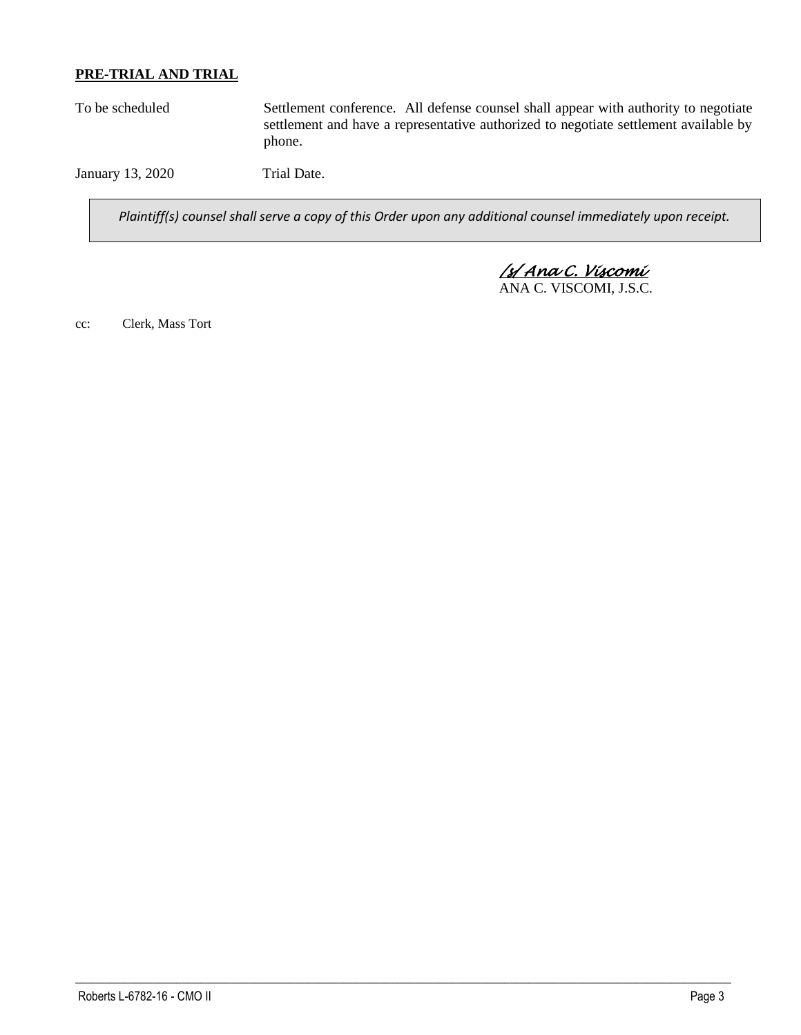**PRE-TRIAL AND TRIAL**

| | |
|---|---|
| To be scheduled | Settlement conference. All defense counsel shall appear with authority to negotiate settlement and have a representative authorized to negotiate settlement available by phone. |
| January 13, 2020 | Trial Date. |

*Plaintiff(s) counsel shall serve a copy of this Order upon any additional counsel immediately upon receipt.*

/s/ Ana C. Viscomi
ANA C. VISCOMI, J.S.C.

cc: Clerk, Mass Tort